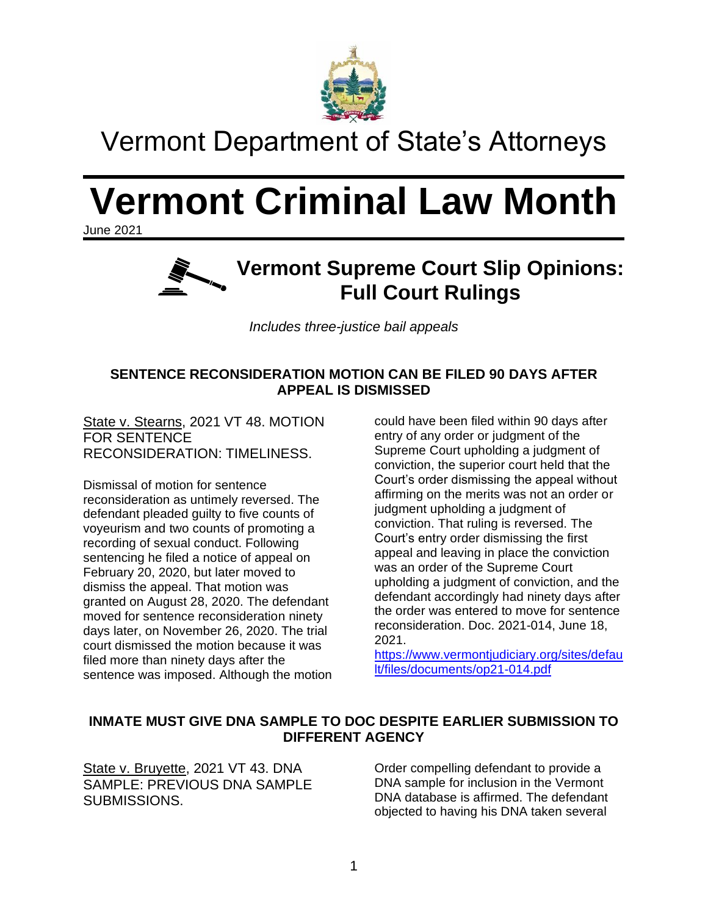# Vermont Department of State's Attorneys

# Vermont Criminal Law Month

June 2021

## Vermont Supreme Court Slip Opinions: Full Court Rulings

*Includes three-justice bail appeals*

### SENTENCE RECONSIDERATION MOTION CAN BE FILED 90 DAYS AFTER APPEAL IS DISMISSED

State v. Stearns, 2021 VT 48. MOTION FOR SENTENCE RECONSIDERATION: TIMELINESS.

Dismissal of motion for sentence reconsideration as untimely reversed. The defendant pleaded guilty to five counts of voyeurism and two counts of promoting a recording of sexual conduct. Following sentencing he filed a notice of appeal on February 20, 2020, but later moved to dismiss the appeal. That motion was granted on August 28, 2020. The defendant moved for sentence reconsideration ninety days later, on November 26, 2020. The trial court dismissed the motion because it was filed more than ninety days after the sentence was imposed. Although the motion could have been filed within 90 days after entry of any order or judgment of the Supreme Court upholding a judgment of conviction, the superior court held that the Court's order dismissing the appeal without affirming on the merits was not an order or judgment upholding a judgment of conviction. That ruling is reversed. The Court's entry order dismissing the first appeal and leaving in place the conviction was an order of the Supreme Court upholding a judgment of conviction, and the defendant accordingly had ninety days after the order was entered to move for sentence reconsideration. Doc. 2021-014, June 18, 2021.
https://www.vermontjudiciary.org/sites/default/files/documents/op21-014.pdf

### INMATE MUST GIVE DNA SAMPLE TO DOC DESPITE EARLIER SUBMISSION TO DIFFERENT AGENCY

State v. Bruyette, 2021 VT 43. DNA SAMPLE: PREVIOUS DNA SAMPLE SUBMISSIONS.

Order compelling defendant to provide a DNA sample for inclusion in the Vermont DNA database is affirmed. The defendant objected to having his DNA taken several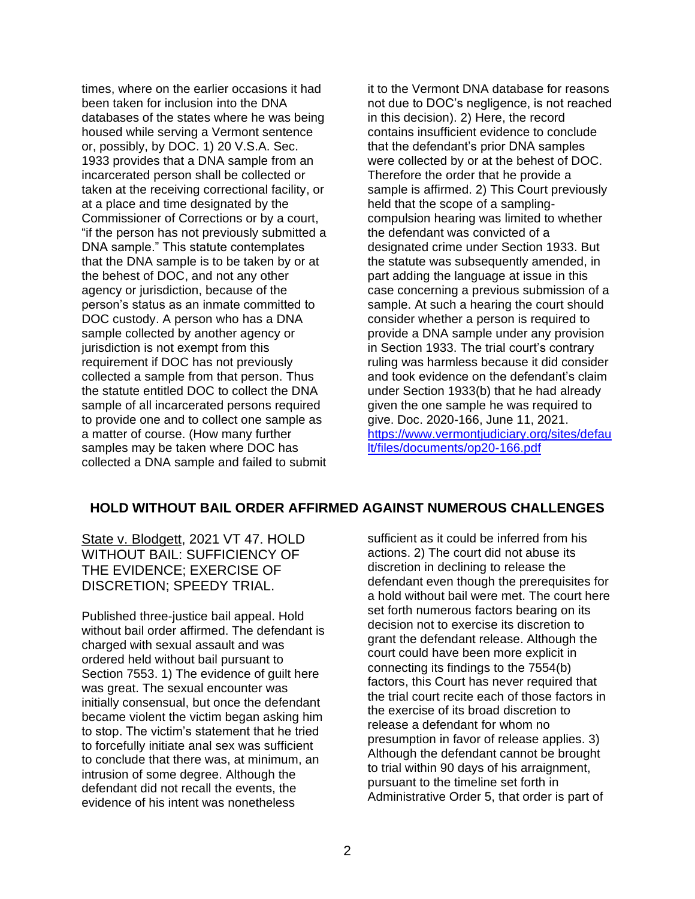times, where on the earlier occasions it had been taken for inclusion into the DNA databases of the states where he was being housed while serving a Vermont sentence or, possibly, by DOC. 1) 20 V.S.A. Sec. 1933 provides that a DNA sample from an incarcerated person shall be collected or taken at the receiving correctional facility, or at a place and time designated by the Commissioner of Corrections or by a court, "if the person has not previously submitted a DNA sample." This statute contemplates that the DNA sample is to be taken by or at the behest of DOC, and not any other agency or jurisdiction, because of the person's status as an inmate committed to DOC custody. A person who has a DNA sample collected by another agency or jurisdiction is not exempt from this requirement if DOC has not previously collected a sample from that person. Thus the statute entitled DOC to collect the DNA sample of all incarcerated persons required to provide one and to collect one sample as a matter of course. (How many further samples may be taken where DOC has collected a DNA sample and failed to submit it to the Vermont DNA database for reasons not due to DOC's negligence, is not reached in this decision). 2) Here, the record contains insufficient evidence to conclude that the defendant's prior DNA samples were collected by or at the behest of DOC. Therefore the order that he provide a sample is affirmed. 2) This Court previously held that the scope of a sampling-compulsion hearing was limited to whether the defendant was convicted of a designated crime under Section 1933. But the statute was subsequently amended, in part adding the language at issue in this case concerning a previous submission of a sample. At such a hearing the court should consider whether a person is required to provide a DNA sample under any provision in Section 1933. The trial court's contrary ruling was harmless because it did consider and took evidence on the defendant's claim under Section 1933(b) that he had already given the one sample he was required to give. Doc. 2020-166, June 11, 2021. [https://www.vermontjudiciary.org/sites/default/files/documents/op20-166.pdf](https://www.vermontjudiciary.org/sites/default/files/documents/op20-166.pdf)

## HOLD WITHOUT BAIL ORDER AFFIRMED AGAINST NUMEROUS CHALLENGES

State v. Blodgett, 2021 VT 47. HOLD WITHOUT BAIL: SUFFICIENCY OF THE EVIDENCE; EXERCISE OF DISCRETION; SPEEDY TRIAL.

Published three-justice bail appeal. Hold without bail order affirmed. The defendant is charged with sexual assault and was ordered held without bail pursuant to Section 7553. 1) The evidence of guilt here was great. The sexual encounter was initially consensual, but once the defendant became violent the victim began asking him to stop. The victim's statement that he tried to forcefully initiate anal sex was sufficient to conclude that there was, at minimum, an intrusion of some degree. Although the defendant did not recall the events, the evidence of his intent was nonetheless sufficient as it could be inferred from his actions. 2) The court did not abuse its discretion in declining to release the defendant even though the prerequisites for a hold without bail were met. The court here set forth numerous factors bearing on its decision not to exercise its discretion to grant the defendant release. Although the court could have been more explicit in connecting its findings to the 7554(b) factors, this Court has never required that the trial court recite each of those factors in the exercise of its broad discretion to release a defendant for whom no presumption in favor of release applies. 3) Although the defendant cannot be brought to trial within 90 days of his arraignment, pursuant to the timeline set forth in Administrative Order 5, that order is part of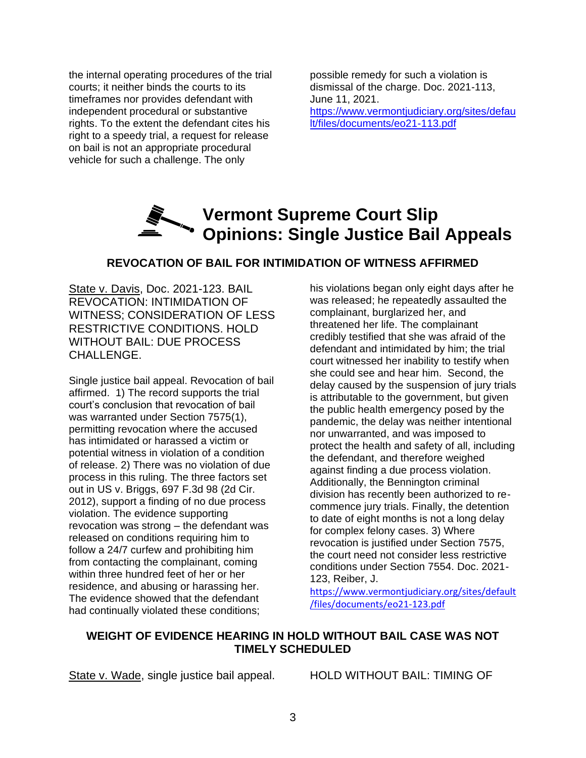the internal operating procedures of the trial courts; it neither binds the courts to its timeframes nor provides defendant with independent procedural or substantive rights. To the extent the defendant cites his right to a speedy trial, a request for release on bail is not an appropriate procedural vehicle for such a challenge. The only possible remedy for such a violation is dismissal of the charge. Doc. 2021-113, June 11, 2021. https://www.vermontjudiciary.org/sites/default/files/documents/eo21-113.pdf

# Vermont Supreme Court Slip Opinions: Single Justice Bail Appeals

### REVOCATION OF BAIL FOR INTIMIDATION OF WITNESS AFFIRMED

State v. Davis, Doc. 2021-123. BAIL REVOCATION: INTIMIDATION OF WITNESS; CONSIDERATION OF LESS RESTRICTIVE CONDITIONS. HOLD WITHOUT BAIL: DUE PROCESS CHALLENGE.

Single justice bail appeal. Revocation of bail affirmed. 1) The record supports the trial court's conclusion that revocation of bail was warranted under Section 7575(1), permitting revocation where the accused has intimidated or harassed a victim or potential witness in violation of a condition of release. 2) There was no violation of due process in this ruling. The three factors set out in US v. Briggs, 697 F.3d 98 (2d Cir. 2012), support a finding of no due process violation. The evidence supporting revocation was strong – the defendant was released on conditions requiring him to follow a 24/7 curfew and prohibiting him from contacting the complainant, coming within three hundred feet of her or her residence, and abusing or harassing her. The evidence showed that the defendant had continually violated these conditions; his violations began only eight days after he was released; he repeatedly assaulted the complainant, burglarized her, and threatened her life. The complainant credibly testified that she was afraid of the defendant and intimidated by him; the trial court witnessed her inability to testify when she could see and hear him. Second, the delay caused by the suspension of jury trials is attributable to the government, but given the public health emergency posed by the pandemic, the delay was neither intentional nor unwarranted, and was imposed to protect the health and safety of all, including the defendant, and therefore weighed against finding a due process violation. Additionally, the Bennington criminal division has recently been authorized to re-commence jury trials. Finally, the detention to date of eight months is not a long delay for complex felony cases. 3) Where revocation is justified under Section 7575, the court need not consider less restrictive conditions under Section 7554. Doc. 2021-123, Reiber, J.
https://www.vermontjudiciary.org/sites/default/files/documents/eo21-123.pdf

### WEIGHT OF EVIDENCE HEARING IN HOLD WITHOUT BAIL CASE WAS NOT TIMELY SCHEDULED

State v. Wade, single justice bail appeal. HOLD WITHOUT BAIL: TIMING OF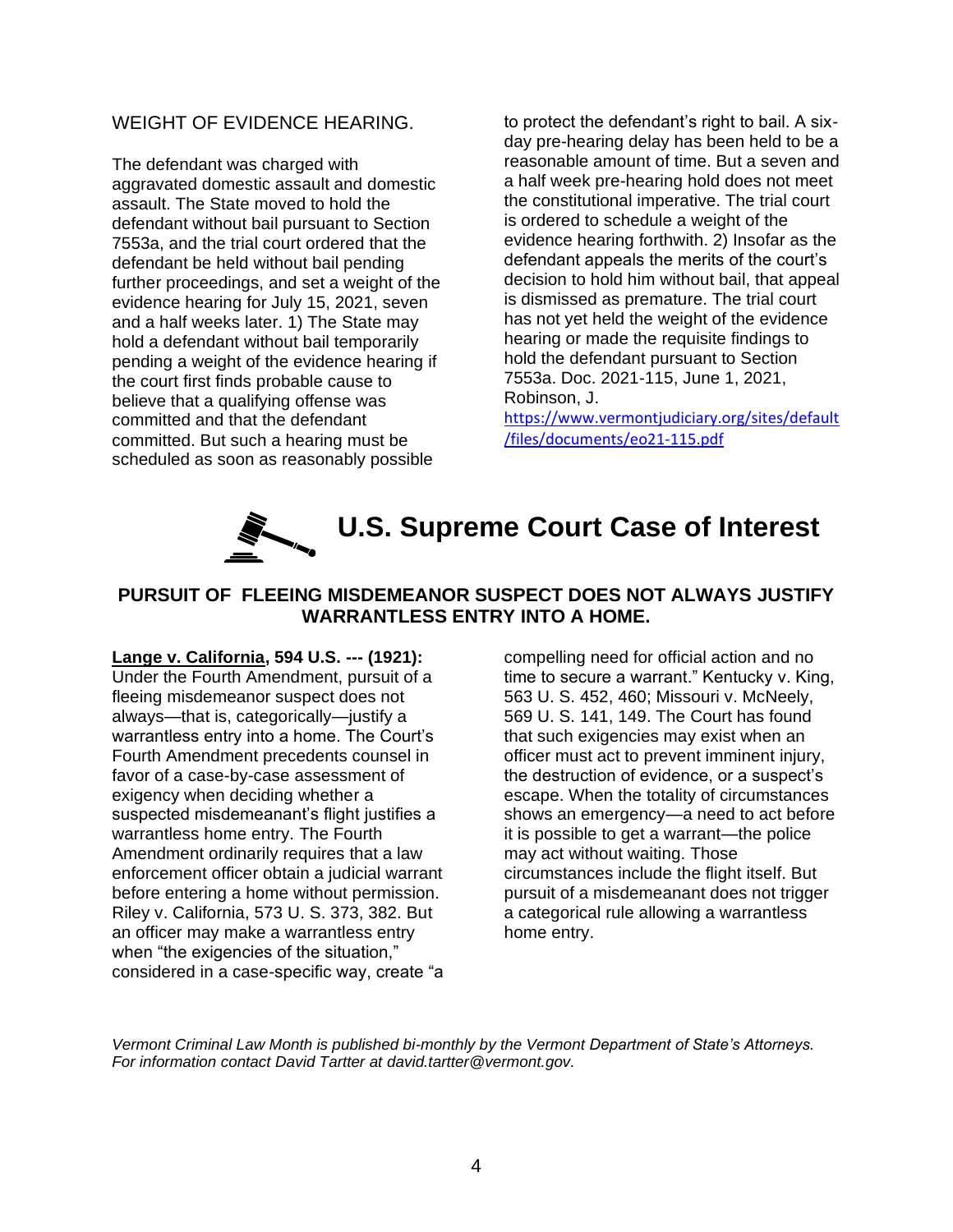WEIGHT OF EVIDENCE HEARING.

The defendant was charged with aggravated domestic assault and domestic assault. The State moved to hold the defendant without bail pursuant to Section 7553a, and the trial court ordered that the defendant be held without bail pending further proceedings, and set a weight of the evidence hearing for July 15, 2021, seven and a half weeks later. 1) The State may hold a defendant without bail temporarily pending a weight of the evidence hearing if the court first finds probable cause to believe that a qualifying offense was committed and that the defendant committed. But such a hearing must be scheduled as soon as reasonably possible to protect the defendant's right to bail. A six-day pre-hearing delay has been held to be a reasonable amount of time. But a seven and a half week pre-hearing hold does not meet the constitutional imperative. The trial court is ordered to schedule a weight of the evidence hearing forthwith. 2) Insofar as the defendant appeals the merits of the court's decision to hold him without bail, that appeal is dismissed as premature. The trial court has not yet held the weight of the evidence hearing or made the requisite findings to hold the defendant pursuant to Section 7553a. Doc. 2021-115, June 1, 2021, Robinson, J. https://www.vermontjudiciary.org/sites/default/files/documents/eo21-115.pdf

# U.S. Supreme Court Case of Interest

## PURSUIT OF FLEEING MISDEMEANOR SUSPECT DOES NOT ALWAYS JUSTIFY WARRANTLESS ENTRY INTO A HOME.

**<u>Lange v. California</u>, 594 U.S. --- (1921):** Under the Fourth Amendment, pursuit of a fleeing misdemeanor suspect does not always—that is, categorically—justify a warrantless entry into a home. The Court's Fourth Amendment precedents counsel in favor of a case-by-case assessment of exigency when deciding whether a suspected misdemeanant's flight justifies a warrantless home entry. The Fourth Amendment ordinarily requires that a law enforcement officer obtain a judicial warrant before entering a home without permission. Riley v. California, 573 U. S. 373, 382. But an officer may make a warrantless entry when "the exigencies of the situation," considered in a case-specific way, create "a compelling need for official action and no time to secure a warrant." Kentucky v. King, 563 U. S. 452, 460; Missouri v. McNeely, 569 U. S. 141, 149. The Court has found that such exigencies may exist when an officer must act to prevent imminent injury, the destruction of evidence, or a suspect's escape. When the totality of circumstances shows an emergency—a need to act before it is possible to get a warrant—the police may act without waiting. Those circumstances include the flight itself. But pursuit of a misdemeanant does not trigger a categorical rule allowing a warrantless home entry.

*Vermont Criminal Law Month is published bi-monthly by the Vermont Department of State's Attorneys. For information contact David Tartter at david.tartter@vermont.gov.*